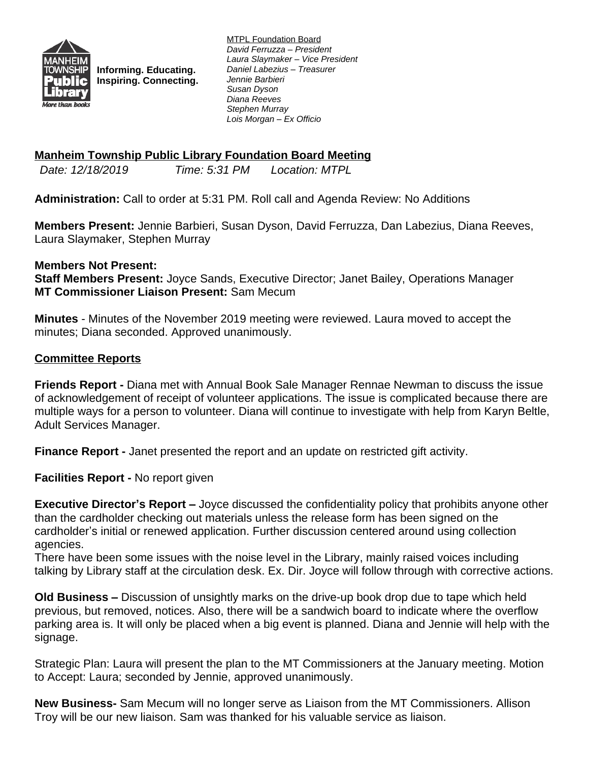Informing. Educating.
Inspiring. Connecting.

<u>MTPL Foundation Board</u>
*David Ferruzza – President*
*Laura Slaymaker – Vice President*
*Daniel Labezius – Treasurer*
*Jennie Barbieri*
*Susan Dyson*
*Diana Reeves*
*Stephen Murray*
*Lois Morgan – Ex Officio*

## Manheim Township Public Library Foundation Board Meeting

*Date: 12/18/2019* *Time: 5:31 PM* *Location: MTPL*

**Administration:** Call to order at 5:31 PM. Roll call and Agenda Review: No Additions

**Members Present:** Jennie Barbieri, Susan Dyson, David Ferruzza, Dan Labezius, Diana Reeves, Laura Slaymaker, Stephen Murray

**Members Not Present:**
**Staff Members Present:** Joyce Sands, Executive Director; Janet Bailey, Operations Manager
**MT Commissioner Liaison Present:** Sam Mecum

**Minutes** - Minutes of the November 2019 meeting were reviewed. Laura moved to accept the minutes; Diana seconded. Approved unanimously.

### Committee Reports

**Friends Report -** Diana met with Annual Book Sale Manager Rennae Newman to discuss the issue of acknowledgement of receipt of volunteer applications. The issue is complicated because there are multiple ways for a person to volunteer. Diana will continue to investigate with help from Karyn Beltle, Adult Services Manager.

**Finance Report -** Janet presented the report and an update on restricted gift activity.

**Facilities Report -** No report given

**Executive Director's Report –** Joyce discussed the confidentiality policy that prohibits anyone other than the cardholder checking out materials unless the release form has been signed on the cardholder's initial or renewed application. Further discussion centered around using collection agencies.
There have been some issues with the noise level in the Library, mainly raised voices including talking by Library staff at the circulation desk. Ex. Dir. Joyce will follow through with corrective actions.

**Old Business –** Discussion of unsightly marks on the drive-up book drop due to tape which held previous, but removed, notices. Also, there will be a sandwich board to indicate where the overflow parking area is. It will only be placed when a big event is planned. Diana and Jennie will help with the signage.

Strategic Plan: Laura will present the plan to the MT Commissioners at the January meeting. Motion to Accept: Laura; seconded by Jennie, approved unanimously.

**New Business-** Sam Mecum will no longer serve as Liaison from the MT Commissioners. Allison Troy will be our new liaison. Sam was thanked for his valuable service as liaison.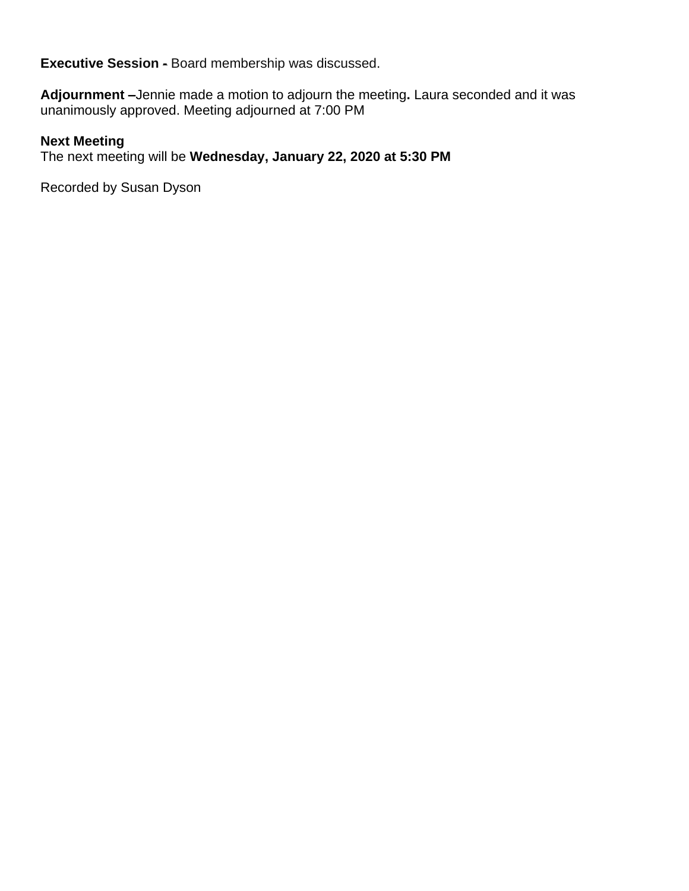**Executive Session -** Board membership was discussed.

**Adjournment –**Jennie made a motion to adjourn the meeting**.** Laura seconded and it was unanimously approved. Meeting adjourned at 7:00 PM

**Next Meeting**
The next meeting will be **Wednesday, January 22, 2020 at 5:30 PM**

Recorded by Susan Dyson